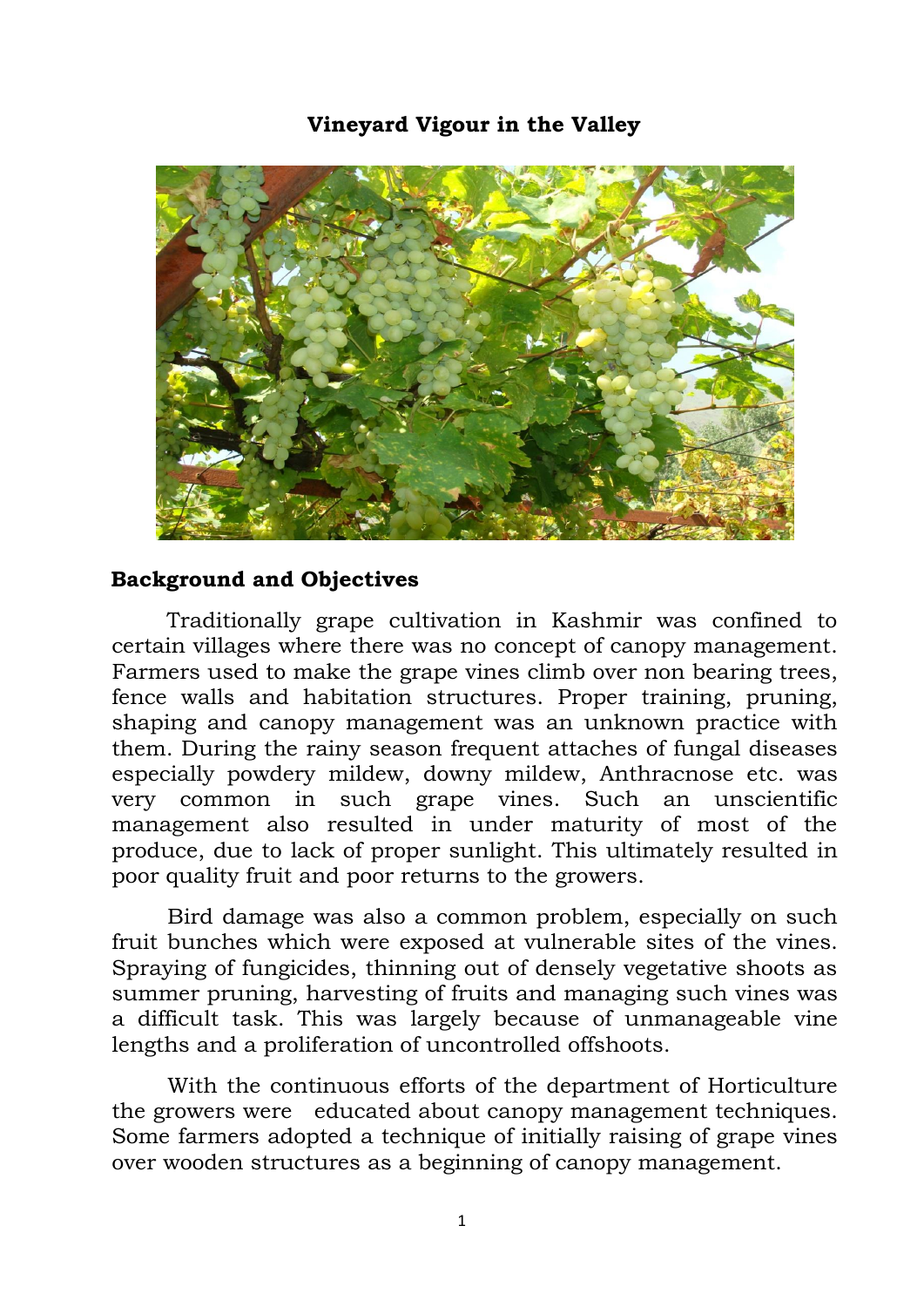# Vineyard Vigour in the Valley

## Background and Objectives

Traditionally grape cultivation in Kashmir was confined to certain villages where there was no concept of canopy management. Farmers used to make the grape vines climb over non bearing trees, fence walls and habitation structures. Proper training, pruning, shaping and canopy management was an unknown practice with them. During the rainy season frequent attaches of fungal diseases especially powdery mildew, downy mildew, Anthracnose etc. was very common in such grape vines. Such an unscientific management also resulted in under maturity of most of the produce, due to lack of proper sunlight. This ultimately resulted in poor quality fruit and poor returns to the growers.

Bird damage was also a common problem, especially on such fruit bunches which were exposed at vulnerable sites of the vines. Spraying of fungicides, thinning out of densely vegetative shoots as summer pruning, harvesting of fruits and managing such vines was a difficult task. This was largely because of unmanageable vine lengths and a proliferation of uncontrolled offshoots.

With the continuous efforts of the department of Horticulture the growers were educated about canopy management techniques. Some farmers adopted a technique of initially raising of grape vines over wooden structures as a beginning of canopy management.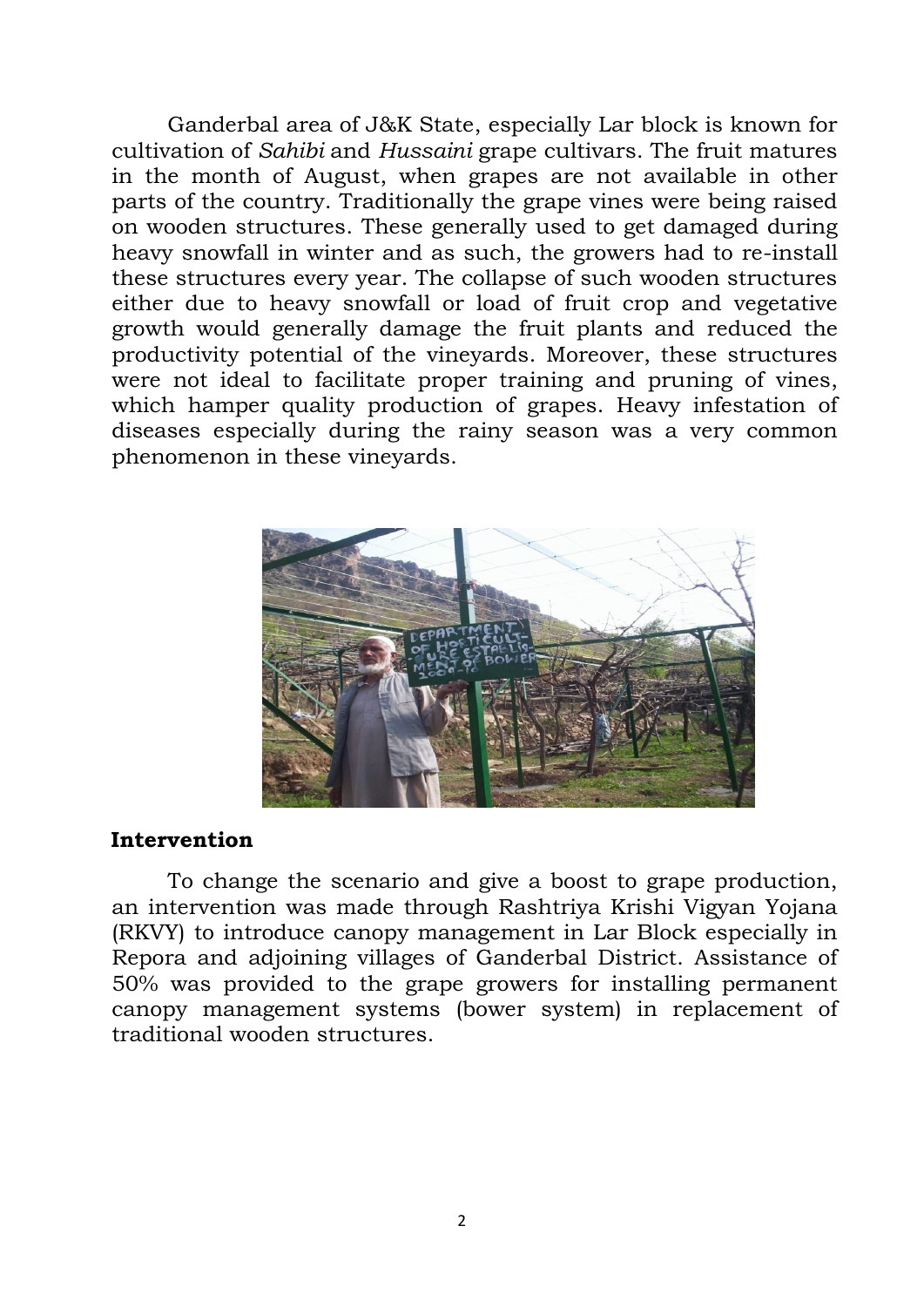Ganderbal area of J&K State, especially Lar block is known for cultivation of *Sahibi* and *Hussaini* grape cultivars. The fruit matures in the month of August, when grapes are not available in other parts of the country. Traditionally the grape vines were being raised on wooden structures. These generally used to get damaged during heavy snowfall in winter and as such, the growers had to re-install these structures every year. The collapse of such wooden structures either due to heavy snowfall or load of fruit crop and vegetative growth would generally damage the fruit plants and reduced the productivity potential of the vineyards. Moreover, these structures were not ideal to facilitate proper training and pruning of vines, which hamper quality production of grapes. Heavy infestation of diseases especially during the rainy season was a very common phenomenon in these vineyards.

## Intervention

To change the scenario and give a boost to grape production, an intervention was made through Rashtriya Krishi Vigyan Yojana (RKVY) to introduce canopy management in Lar Block especially in Repora and adjoining villages of Ganderbal District. Assistance of 50% was provided to the grape growers for installing permanent canopy management systems (bower system) in replacement of traditional wooden structures.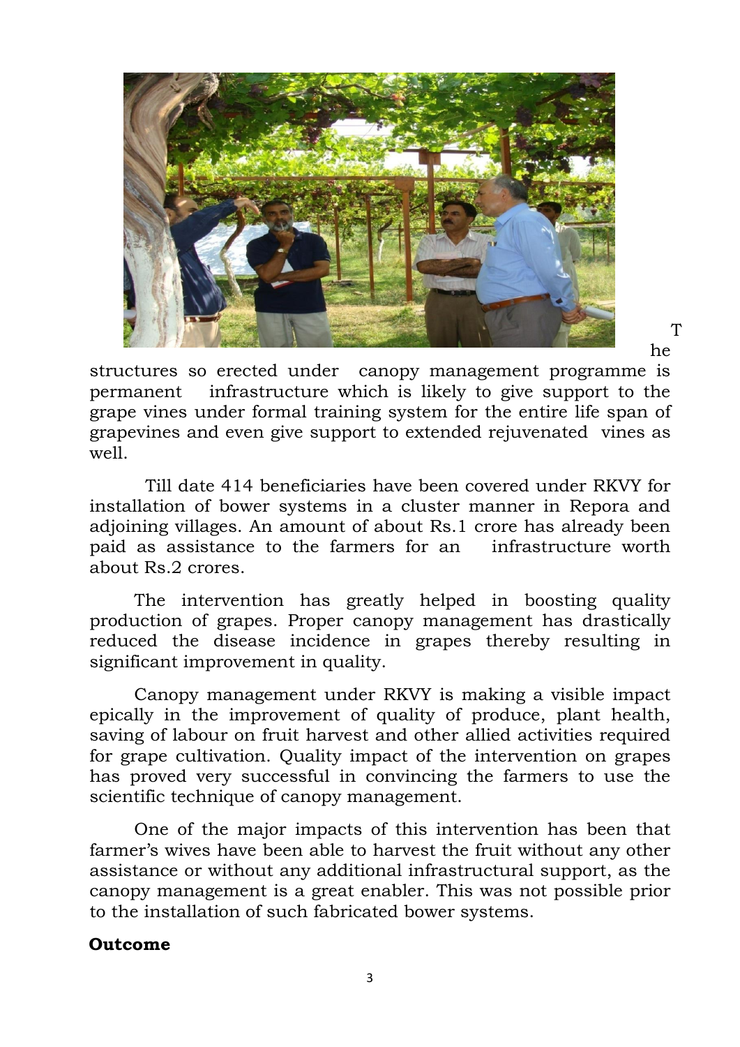The structures so erected under canopy management programme is permanent infrastructure which is likely to give support to the grape vines under formal training system for the entire life span of grapevines and even give support to extended rejuvenated vines as well.

Till date 414 beneficiaries have been covered under RKVY for installation of bower systems in a cluster manner in Repora and adjoining villages. An amount of about Rs.1 crore has already been paid as assistance to the farmers for an infrastructure worth about Rs.2 crores.

The intervention has greatly helped in boosting quality production of grapes. Proper canopy management has drastically reduced the disease incidence in grapes thereby resulting in significant improvement in quality.

Canopy management under RKVY is making a visible impact epically in the improvement of quality of produce, plant health, saving of labour on fruit harvest and other allied activities required for grape cultivation. Quality impact of the intervention on grapes has proved very successful in convincing the farmers to use the scientific technique of canopy management.

One of the major impacts of this intervention has been that farmer's wives have been able to harvest the fruit without any other assistance or without any additional infrastructural support, as the canopy management is a great enabler. This was not possible prior to the installation of such fabricated bower systems.

**Outcome**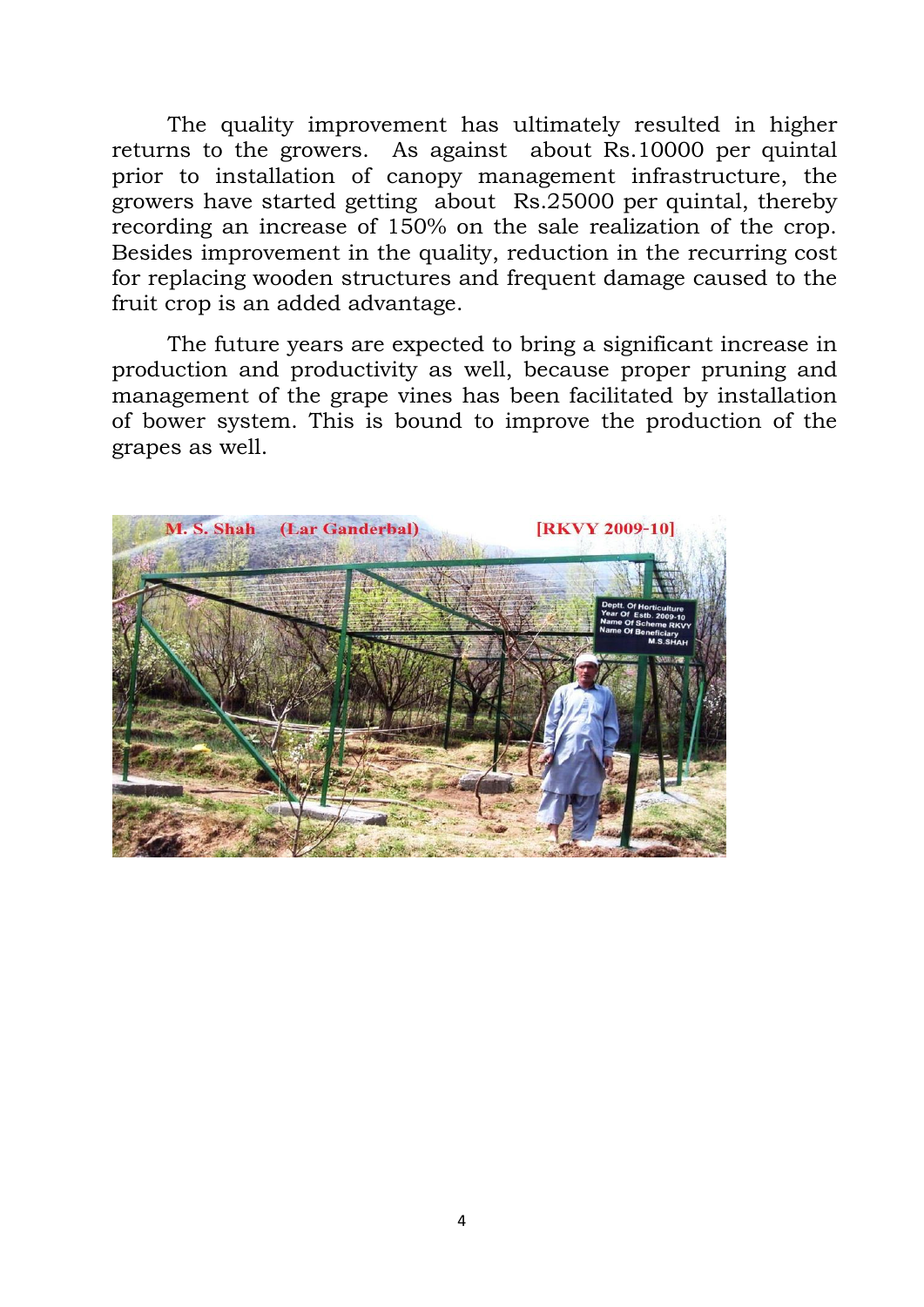The quality improvement has ultimately resulted in higher returns to the growers. As against about Rs.10000 per quintal prior to installation of canopy management infrastructure, the growers have started getting about Rs.25000 per quintal, thereby recording an increase of 150% on the sale realization of the crop. Besides improvement in the quality, reduction in the recurring cost for replacing wooden structures and frequent damage caused to the fruit crop is an added advantage.

The future years are expected to bring a significant increase in production and productivity as well, because proper pruning and management of the grape vines has been facilitated by installation of bower system. This is bound to improve the production of the grapes as well.